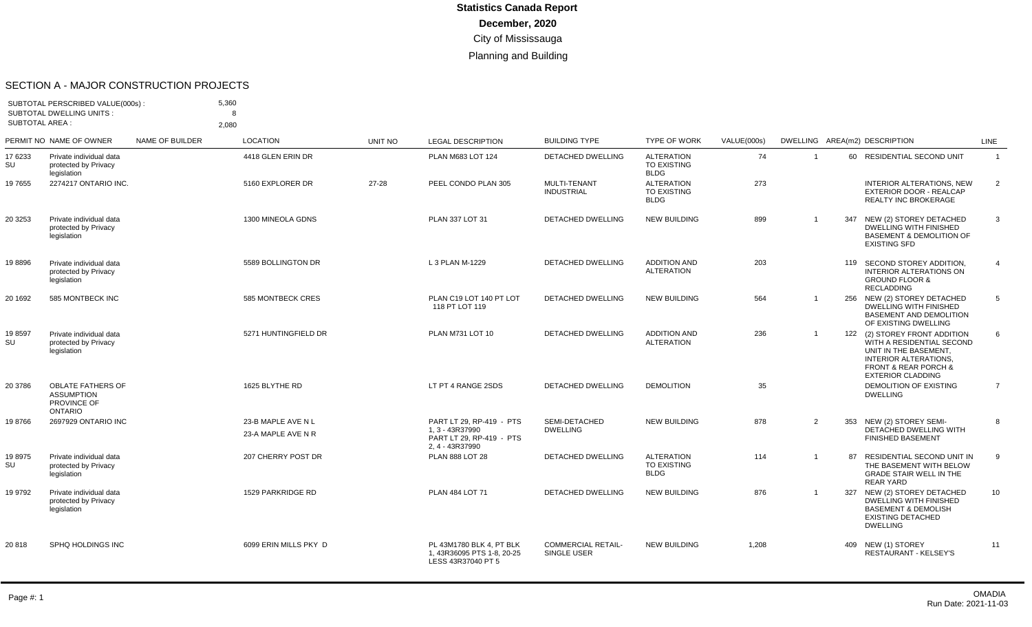# Statistics Canada Report

**December, 2020**

City of Mississauga

Planning and Building

## SECTION A - MAJOR CONSTRUCTION PROJECTS

SUBTOTAL PERSCRIBED VALUE(000s) : 5,360
SUBTOTAL DWELLING UNITS : 8
SUBTOTAL AREA : 2,080

| PERMIT NO | NAME OF OWNER | NAME OF BUILDER | LOCATION | UNIT NO | LEGAL DESCRIPTION | BUILDING TYPE | TYPE OF WORK | VALUE(000s) | DWELLING | AREA(m2) | DESCRIPTION | LINE |
|---|---|---|---|---|---|---|---|---|---|---|---|---|
| 17 6233 SU | Private individual data protected by Privacy legislation | | 4418 GLEN ERIN DR | | PLAN M683 LOT 124 | DETACHED DWELLING | ALTERATION TO EXISTING BLDG | 74 | 1 | 60 | RESIDENTIAL SECOND UNIT | 1 |
| 19 7655 | 2274217 ONTARIO INC. | | 5160 EXPLORER DR | 27-28 | PEEL CONDO PLAN 305 | MULTI-TENANT INDUSTRIAL | ALTERATION TO EXISTING BLDG | 273 | | | INTERIOR ALTERATIONS, NEW EXTERIOR DOOR - REALCAP REALTY INC BROKERAGE | 2 |
| 20 3253 | Private individual data protected by Privacy legislation | | 1300 MINEOLA GDNS | | PLAN 337 LOT 31 | DETACHED DWELLING | NEW BUILDING | 899 | 1 | 347 | NEW (2) STOREY DETACHED DWELLING WITH FINISHED BASEMENT & DEMOLITION OF EXISTING SFD | 3 |
| 19 8896 | Private individual data protected by Privacy legislation | | 5589 BOLLINGTON DR | | L 3 PLAN M-1229 | DETACHED DWELLING | ADDITION AND ALTERATION | 203 | | 119 | SECOND STOREY ADDITION, INTERIOR ALTERATIONS ON GROUND FLOOR & RECLADDING | 4 |
| 20 1692 | 585 MONTBECK INC | | 585 MONTBECK CRES | | PLAN C19 LOT 140 PT LOT 118 PT LOT 119 | DETACHED DWELLING | NEW BUILDING | 564 | 1 | 256 | NEW (2) STOREY DETACHED DWELLING WITH FINISHED BASEMENT AND DEMOLITION OF EXISTING DWELLING | 5 |
| 19 8597 SU | Private individual data protected by Privacy legislation | | 5271 HUNTINGFIELD DR | | PLAN M731 LOT 10 | DETACHED DWELLING | ADDITION AND ALTERATION | 236 | 1 | 122 | (2) STOREY FRONT ADDITION WITH A RESIDENTIAL SECOND UNIT IN THE BASEMENT, INTERIOR ALTERATIONS, FRONT & REAR PORCH & EXTERIOR CLADDING | 6 |
| 20 3786 | OBLATE FATHERS OF ASSUMPTION PROVINCE OF ONTARIO | | 1625 BLYTHE RD | | LT PT 4 RANGE 2SDS | DETACHED DWELLING | DEMOLITION | 35 | | | DEMOLITION OF EXISTING DWELLING | 7 |
| 19 8766 | 2697929 ONTARIO INC | | 23-B MAPLE AVE N L<br>23-A MAPLE AVE N R | | PART LT 29, RP-419 - PTS 1, 3 - 43R37990<br>PART LT 29, RP-419 - PTS 2, 4 - 43R37990 | SEMI-DETACHED DWELLING | NEW BUILDING | 878 | 2 | 353 | NEW (2) STOREY SEMI-DETACHED DWELLING WITH FINISHED BASEMENT | 8 |
| 19 8975 SU | Private individual data protected by Privacy legislation | | 207 CHERRY POST DR | | PLAN 888 LOT 28 | DETACHED DWELLING | ALTERATION TO EXISTING BLDG | 114 | 1 | 87 | RESIDENTIAL SECOND UNIT IN THE BASEMENT WITH BELOW GRADE STAIR WELL IN THE REAR YARD | 9 |
| 19 9792 | Private individual data protected by Privacy legislation | | 1529 PARKRIDGE RD | | PLAN 484 LOT 71 | DETACHED DWELLING | NEW BUILDING | 876 | 1 | 327 | NEW (2) STOREY DETACHED DWELLING WITH FINISHED BASEMENT & DEMOLISH EXISTING DETACHED DWELLING | 10 |
| 20 818 | SPHQ HOLDINGS INC | | 6099 ERIN MILLS PKY D | | PL 43M1780 BLK 4, PT BLK 1, 43R36095 PTS 1-8, 20-25 LESS 43R37040 PT 5 | COMMERCIAL RETAIL-SINGLE USER | NEW BUILDING | 1,208 | | 409 | NEW (1) STOREY RESTAURANT - KELSEY'S | 11 |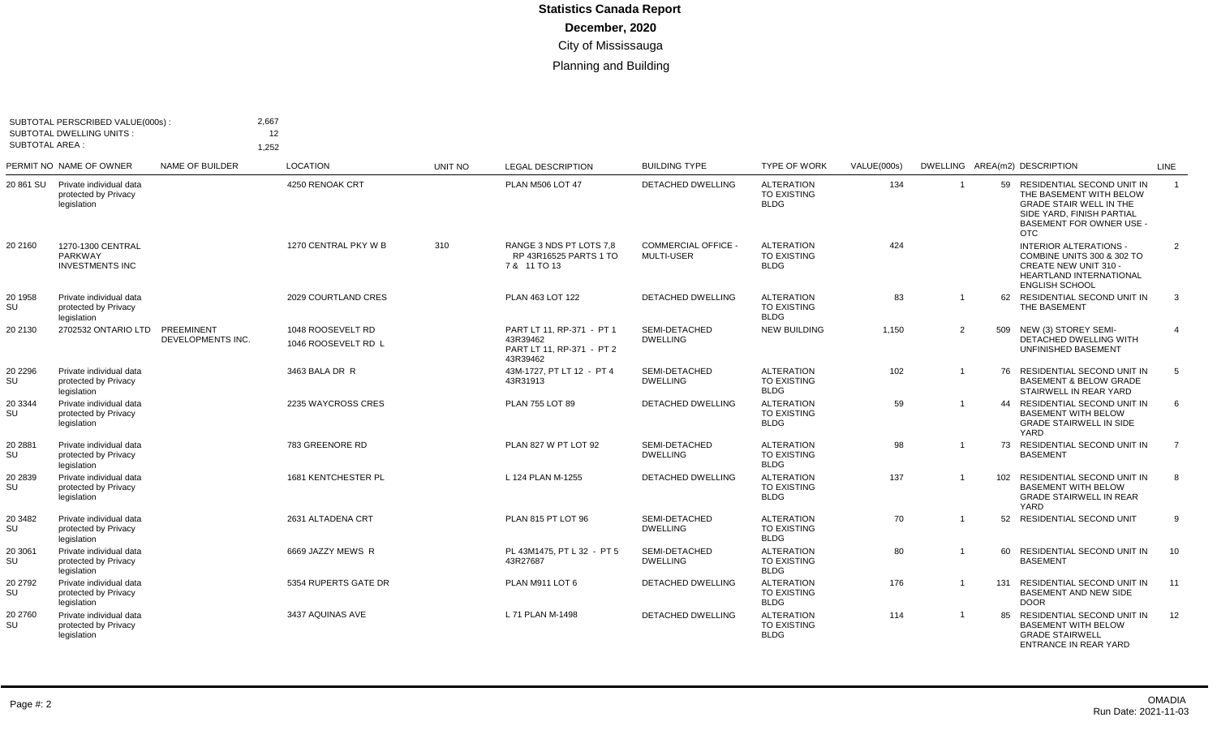# Statistics Canada Report

## December, 2020

City of Mississauga

Planning and Building

SUBTOTAL PERSCRIBED VALUE(000s) : 2,667
SUBTOTAL DWELLING UNITS : 12
SUBTOTAL AREA : 1,252

| PERMIT NO | NAME OF OWNER | NAME OF BUILDER | LOCATION | UNIT NO | LEGAL DESCRIPTION | BUILDING TYPE | TYPE OF WORK | VALUE(000s) | DWELLING | AREA(m2) | DESCRIPTION | LINE |
|---|---|---|---|---|---|---|---|---|---|---|---|---|
| 20 861 SU | Private individual data protected by Privacy legislation | | 4250 RENOAK CRT | | PLAN M506 LOT 47 | DETACHED DWELLING | ALTERATION TO EXISTING BLDG | 134 | 1 | 59 | RESIDENTIAL SECOND UNIT IN THE BASEMENT WITH BELOW GRADE STAIR WELL IN THE SIDE YARD, FINISH PARTIAL BASEMENT FOR OWNER USE - OTC | 1 |
| 20 2160 | 1270-1300 CENTRAL PARKWAY INVESTMENTS INC | | 1270 CENTRAL PKY W B | 310 | RANGE 3 NDS PT LOTS 7,8 RP 43R16525 PARTS 1 TO 7 & 11 TO 13 | COMMERCIAL OFFICE - MULTI-USER | ALTERATION TO EXISTING BLDG | 424 | | | INTERIOR ALTERATIONS - COMBINE UNITS 300 & 302 TO CREATE NEW UNIT 310 - HEARTLAND INTERNATIONAL ENGLISH SCHOOL | 2 |
| 20 1958 SU | Private individual data protected by Privacy legislation | | 2029 COURTLAND CRES | | PLAN 463 LOT 122 | DETACHED DWELLING | ALTERATION TO EXISTING BLDG | 83 | 1 | 62 | RESIDENTIAL SECOND UNIT IN THE BASEMENT | 3 |
| 20 2130 | 2702532 ONTARIO LTD | PREEMINENT DEVELOPMENTS INC. | 1048 ROOSEVELT RD<br>1046 ROOSEVELT RD L | | PART LT 11, RP-371 - PT 1 43R39462<br>PART LT 11, RP-371 - PT 2 43R39462 | SEMI-DETACHED DWELLING | NEW BUILDING | 1,150 | 2 | 509 | NEW (3) STOREY SEMI-DETACHED DWELLING WITH UNFINISHED BASEMENT | 4 |
| 20 2296 SU | Private individual data protected by Privacy legislation | | 3463 BALA DR R | | 43M-1727, PT LT 12 - PT 4 43R31913 | SEMI-DETACHED DWELLING | ALTERATION TO EXISTING BLDG | 102 | 1 | 76 | RESIDENTIAL SECOND UNIT IN BASEMENT & BELOW GRADE STAIRWELL IN REAR YARD | 5 |
| 20 3344 SU | Private individual data protected by Privacy legislation | | 2235 WAYCROSS CRES | | PLAN 755 LOT 89 | DETACHED DWELLING | ALTERATION TO EXISTING BLDG | 59 | 1 | 44 | RESIDENTIAL SECOND UNIT IN BASEMENT WITH BELOW GRADE STAIRWELL IN SIDE YARD | 6 |
| 20 2881 SU | Private individual data protected by Privacy legislation | | 783 GREENORE RD | | PLAN 827 W PT LOT 92 | SEMI-DETACHED DWELLING | ALTERATION TO EXISTING BLDG | 98 | 1 | 73 | RESIDENTIAL SECOND UNIT IN BASEMENT | 7 |
| 20 2839 SU | Private individual data protected by Privacy legislation | | 1681 KENTCHESTER PL | | L 124 PLAN M-1255 | DETACHED DWELLING | ALTERATION TO EXISTING BLDG | 137 | 1 | 102 | RESIDENTIAL SECOND UNIT IN BASEMENT WITH BELOW GRADE STAIRWELL IN REAR YARD | 8 |
| 20 3482 SU | Private individual data protected by Privacy legislation | | 2631 ALTADENA CRT | | PLAN 815 PT LOT 96 | SEMI-DETACHED DWELLING | ALTERATION TO EXISTING BLDG | 70 | 1 | 52 | RESIDENTIAL SECOND UNIT | 9 |
| 20 3061 SU | Private individual data protected by Privacy legislation | | 6669 JAZZY MEWS R | | PL 43M1475, PT L 32 - PT 5 43R27687 | SEMI-DETACHED DWELLING | ALTERATION TO EXISTING BLDG | 80 | 1 | 60 | RESIDENTIAL SECOND UNIT IN BASEMENT | 10 |
| 20 2792 SU | Private individual data protected by Privacy legislation | | 5354 RUPERTS GATE DR | | PLAN M911 LOT 6 | DETACHED DWELLING | ALTERATION TO EXISTING BLDG | 176 | 1 | 131 | RESIDENTIAL SECOND UNIT IN BASEMENT AND NEW SIDE DOOR | 11 |
| 20 2760 SU | Private individual data protected by Privacy legislation | | 3437 AQUINAS AVE | | L 71 PLAN M-1498 | DETACHED DWELLING | ALTERATION TO EXISTING BLDG | 114 | 1 | 85 | RESIDENTIAL SECOND UNIT IN BASEMENT WITH BELOW GRADE STAIRWELL ENTRANCE IN REAR YARD | 12 |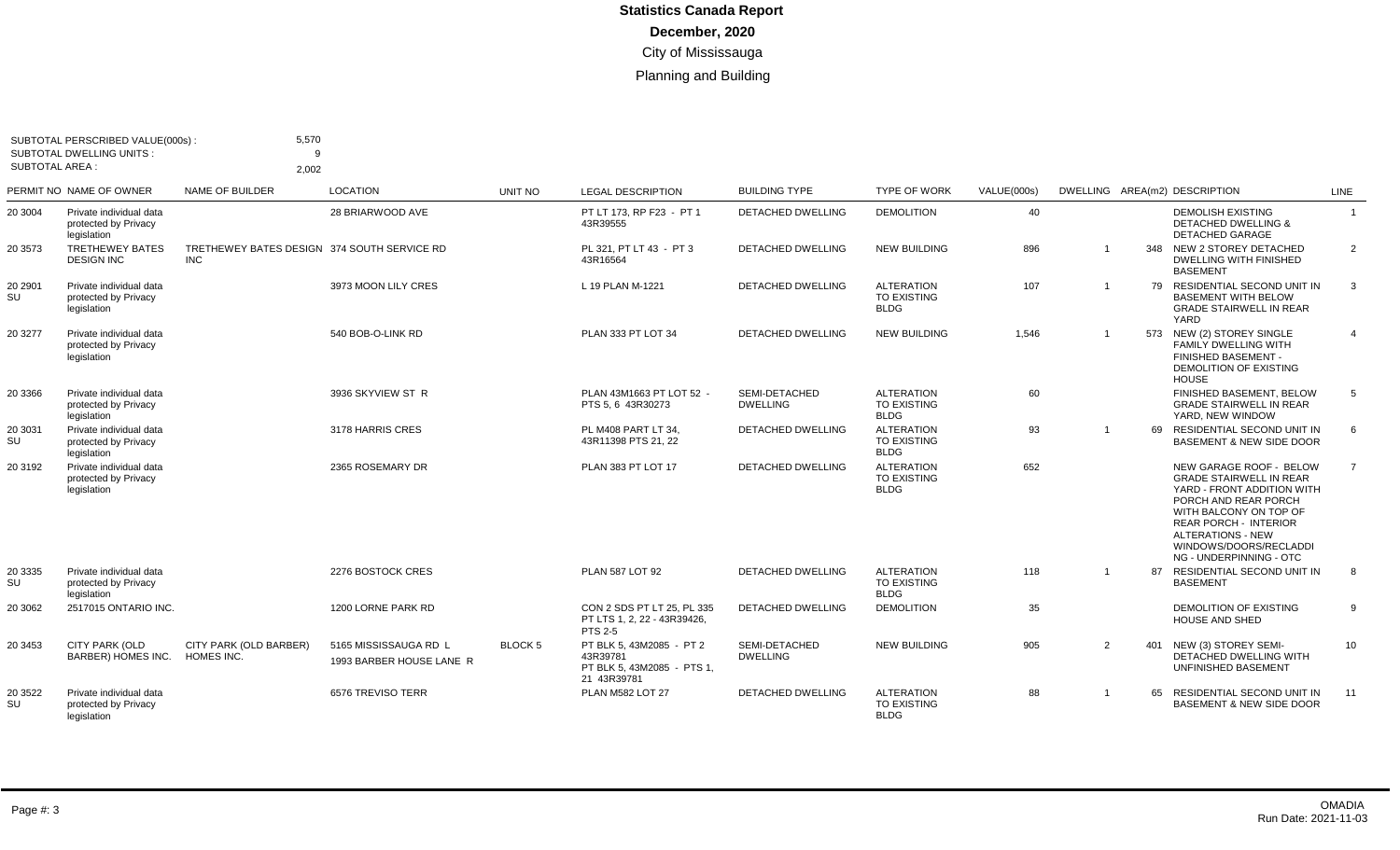# Statistics Canada Report

**December, 2020**

City of Mississauga

Planning and Building

SUBTOTAL PERSCRIBED VALUE(000s) : 5,570
SUBTOTAL DWELLING UNITS : 9
SUBTOTAL AREA : 2,002

| PERMIT NO | NAME OF OWNER | NAME OF BUILDER | LOCATION | UNIT NO | LEGAL DESCRIPTION | BUILDING TYPE | TYPE OF WORK | VALUE(000s) | DWELLING | AREA(m2) | DESCRIPTION | LINE |
|---|---|---|---|---|---|---|---|---|---|---|---|---|
| 20 3004 | Private individual data protected by Privacy legislation | | 28 BRIARWOOD AVE | | PT LT 173, RP F23 - PT 1 43R39555 | DETACHED DWELLING | DEMOLITION | 40 | | | DEMOLISH EXISTING DETACHED DWELLING & DETACHED GARAGE | 1 |
| 20 3573 | TRETHEWEY BATES DESIGN INC | TRETHEWEY BATES DESIGN INC | 374 SOUTH SERVICE RD | | PL 321, PT LT 43 - PT 3 43R16564 | DETACHED DWELLING | NEW BUILDING | 896 | 1 | 348 | NEW 2 STOREY DETACHED DWELLING WITH FINISHED BASEMENT | 2 |
| 20 2901 SU | Private individual data protected by Privacy legislation | | 3973 MOON LILY CRES | | L 19 PLAN M-1221 | DETACHED DWELLING | ALTERATION TO EXISTING BLDG | 107 | 1 | 79 | RESIDENTIAL SECOND UNIT IN BASEMENT WITH BELOW GRADE STAIRWELL IN REAR YARD | 3 |
| 20 3277 | Private individual data protected by Privacy legislation | | 540 BOB-O-LINK RD | | PLAN 333 PT LOT 34 | DETACHED DWELLING | NEW BUILDING | 1,546 | 1 | 573 | NEW (2) STOREY SINGLE FAMILY DWELLING WITH FINISHED BASEMENT - DEMOLITION OF EXISTING HOUSE | 4 |
| 20 3366 | Private individual data protected by Privacy legislation | | 3936 SKYVIEW ST R | | PLAN 43M1663 PT LOT 52 - PTS 5, 6 43R30273 | SEMI-DETACHED DWELLING | ALTERATION TO EXISTING BLDG | 60 | | | FINISHED BASEMENT, BELOW GRADE STAIRWELL IN REAR YARD, NEW WINDOW | 5 |
| 20 3031 SU | Private individual data protected by Privacy legislation | | 3178 HARRIS CRES | | PL M408 PART LT 34, 43R11398 PTS 21, 22 | DETACHED DWELLING | ALTERATION TO EXISTING BLDG | 93 | 1 | 69 | RESIDENTIAL SECOND UNIT IN BASEMENT & NEW SIDE DOOR | 6 |
| 20 3192 | Private individual data protected by Privacy legislation | | 2365 ROSEMARY DR | | PLAN 383 PT LOT 17 | DETACHED DWELLING | ALTERATION TO EXISTING BLDG | 652 | | | NEW GARAGE ROOF - BELOW GRADE STAIRWELL IN REAR YARD - FRONT ADDITION WITH PORCH AND REAR PORCH WITH BALCONY ON TOP OF REAR PORCH - INTERIOR ALTERATIONS - NEW WINDOWS/DOORS/RECLADDI NG - UNDERPINNING - OTC | 7 |
| 20 3335 SU | Private individual data protected by Privacy legislation | | 2276 BOSTOCK CRES | | PLAN 587 LOT 92 | DETACHED DWELLING | ALTERATION TO EXISTING BLDG | 118 | 1 | 87 | RESIDENTIAL SECOND UNIT IN BASEMENT | 8 |
| 20 3062 | 2517015 ONTARIO INC. | | 1200 LORNE PARK RD | | CON 2 SDS PT LT 25, PL 335 PT LTS 1, 2, 22 - 43R39426, PTS 2-5 | DETACHED DWELLING | DEMOLITION | 35 | | | DEMOLITION OF EXISTING HOUSE AND SHED | 9 |
| 20 3453 | CITY PARK (OLD BARBER) HOMES INC. | CITY PARK (OLD BARBER) HOMES INC. | 5165 MISSISSAUGA RD L 1993 BARBER HOUSE LANE R | BLOCK 5 | PT BLK 5, 43M2085 - PT 2 43R39781 PT BLK 5, 43M2085 - PTS 1, 21 43R39781 | SEMI-DETACHED DWELLING | NEW BUILDING | 905 | 2 | 401 | NEW (3) STOREY SEMI-DETACHED DWELLING WITH UNFINISHED BASEMENT | 10 |
| 20 3522 SU | Private individual data protected by Privacy legislation | | 6576 TREVISO TERR | | PLAN M582 LOT 27 | DETACHED DWELLING | ALTERATION TO EXISTING BLDG | 88 | 1 | 65 | RESIDENTIAL SECOND UNIT IN BASEMENT & NEW SIDE DOOR | 11 |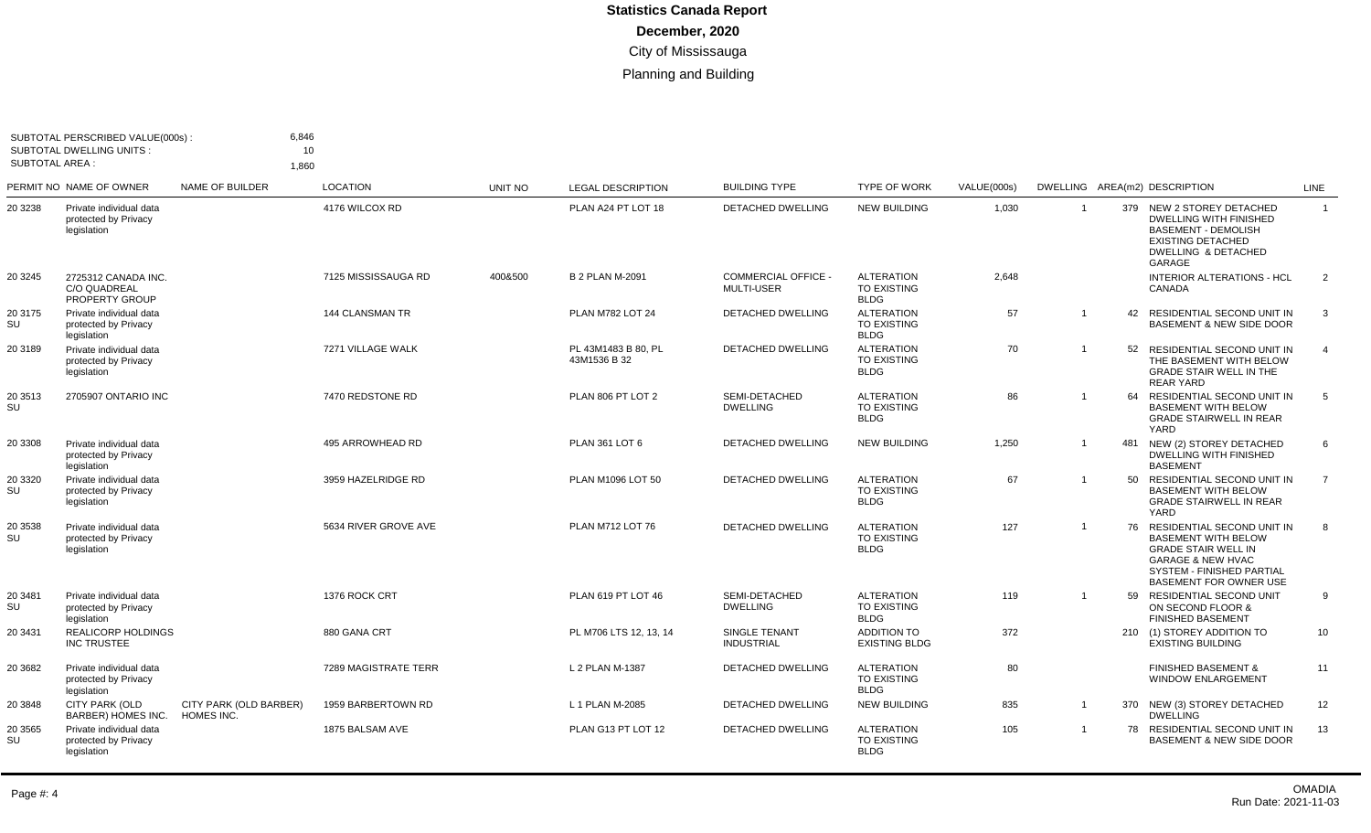# Statistics Canada Report

**December, 2020**

City of Mississauga

Planning and Building

SUBTOTAL PERSCRIBED VALUE(000s) : 6,846
SUBTOTAL DWELLING UNITS : 10
SUBTOTAL AREA : 1,860

| PERMIT NO | NAME OF OWNER | NAME OF BUILDER | LOCATION | UNIT NO | LEGAL DESCRIPTION | BUILDING TYPE | TYPE OF WORK | VALUE(000s) | DWELLING | AREA(m2) | DESCRIPTION | LINE |
|---|---|---|---|---|---|---|---|---|---|---|---|---|
| 20 3238 | Private individual data protected by Privacy legislation | | 4176 WILCOX RD | | PLAN A24 PT LOT 18 | DETACHED DWELLING | NEW BUILDING | 1,030 | 1 | 379 | NEW 2 STOREY DETACHED DWELLING WITH FINISHED BASEMENT - DEMOLISH EXISTING DETACHED DWELLING & DETACHED GARAGE | 1 |
| 20 3245 | 2725312 CANADA INC. C/O QUADREAL PROPERTY GROUP | | 7125 MISSISSAUGA RD | 400&500 | B 2 PLAN M-2091 | COMMERCIAL OFFICE - MULTI-USER | ALTERATION TO EXISTING BLDG | 2,648 | | | INTERIOR ALTERATIONS - HCL CANADA | 2 |
| 20 3175 SU | Private individual data protected by Privacy legislation | | 144 CLANSMAN TR | | PLAN M782 LOT 24 | DETACHED DWELLING | ALTERATION TO EXISTING BLDG | 57 | 1 | 42 | RESIDENTIAL SECOND UNIT IN BASEMENT & NEW SIDE DOOR | 3 |
| 20 3189 | Private individual data protected by Privacy legislation | | 7271 VILLAGE WALK | | PL 43M1483 B 80, PL 43M1536 B 32 | DETACHED DWELLING | ALTERATION TO EXISTING BLDG | 70 | 1 | 52 | RESIDENTIAL SECOND UNIT IN THE BASEMENT WITH BELOW GRADE STAIR WELL IN THE REAR YARD | 4 |
| 20 3513 SU | 2705907 ONTARIO INC | | 7470 REDSTONE RD | | PLAN 806 PT LOT 2 | SEMI-DETACHED DWELLING | ALTERATION TO EXISTING BLDG | 86 | 1 | 64 | RESIDENTIAL SECOND UNIT IN BASEMENT WITH BELOW GRADE STAIRWELL IN REAR YARD | 5 |
| 20 3308 | Private individual data protected by Privacy legislation | | 495 ARROWHEAD RD | | PLAN 361 LOT 6 | DETACHED DWELLING | NEW BUILDING | 1,250 | 1 | 481 | NEW (2) STOREY DETACHED DWELLING WITH FINISHED BASEMENT | 6 |
| 20 3320 SU | Private individual data protected by Privacy legislation | | 3959 HAZELRIDGE RD | | PLAN M1096 LOT 50 | DETACHED DWELLING | ALTERATION TO EXISTING BLDG | 67 | 1 | 50 | RESIDENTIAL SECOND UNIT IN BASEMENT WITH BELOW GRADE STAIRWELL IN REAR YARD | 7 |
| 20 3538 SU | Private individual data protected by Privacy legislation | | 5634 RIVER GROVE AVE | | PLAN M712 LOT 76 | DETACHED DWELLING | ALTERATION TO EXISTING BLDG | 127 | 1 | 76 | RESIDENTIAL SECOND UNIT IN BASEMENT WITH BELOW GRADE STAIR WELL IN GARAGE & NEW HVAC SYSTEM - FINISHED PARTIAL BASEMENT FOR OWNER USE | 8 |
| 20 3481 SU | Private individual data protected by Privacy legislation | | 1376 ROCK CRT | | PLAN 619 PT LOT 46 | SEMI-DETACHED DWELLING | ALTERATION TO EXISTING BLDG | 119 | 1 | 59 | RESIDENTIAL SECOND UNIT ON SECOND FLOOR & FINISHED BASEMENT | 9 |
| 20 3431 | REALICORP HOLDINGS INC TRUSTEE | | 880 GANA CRT | | PL M706 LTS 12, 13, 14 | SINGLE TENANT INDUSTRIAL | ADDITION TO EXISTING BLDG | 372 | | 210 | (1) STOREY ADDITION TO EXISTING BUILDING | 10 |
| 20 3682 | Private individual data protected by Privacy legislation | | 7289 MAGISTRATE TERR | | L 2 PLAN M-1387 | DETACHED DWELLING | ALTERATION TO EXISTING BLDG | 80 | | | FINISHED BASEMENT & WINDOW ENLARGEMENT | 11 |
| 20 3848 | CITY PARK (OLD BARBER) HOMES INC. | CITY PARK (OLD BARBER) HOMES INC. | 1959 BARBERTOWN RD | | L 1 PLAN M-2085 | DETACHED DWELLING | NEW BUILDING | 835 | 1 | 370 | NEW (3) STOREY DETACHED DWELLING | 12 |
| 20 3565 SU | Private individual data protected by Privacy legislation | | 1875 BALSAM AVE | | PLAN G13 PT LOT 12 | DETACHED DWELLING | ALTERATION TO EXISTING BLDG | 105 | 1 | 78 | RESIDENTIAL SECOND UNIT IN BASEMENT & NEW SIDE DOOR | 13 |

OMADIA
Run Date: 2021-11-03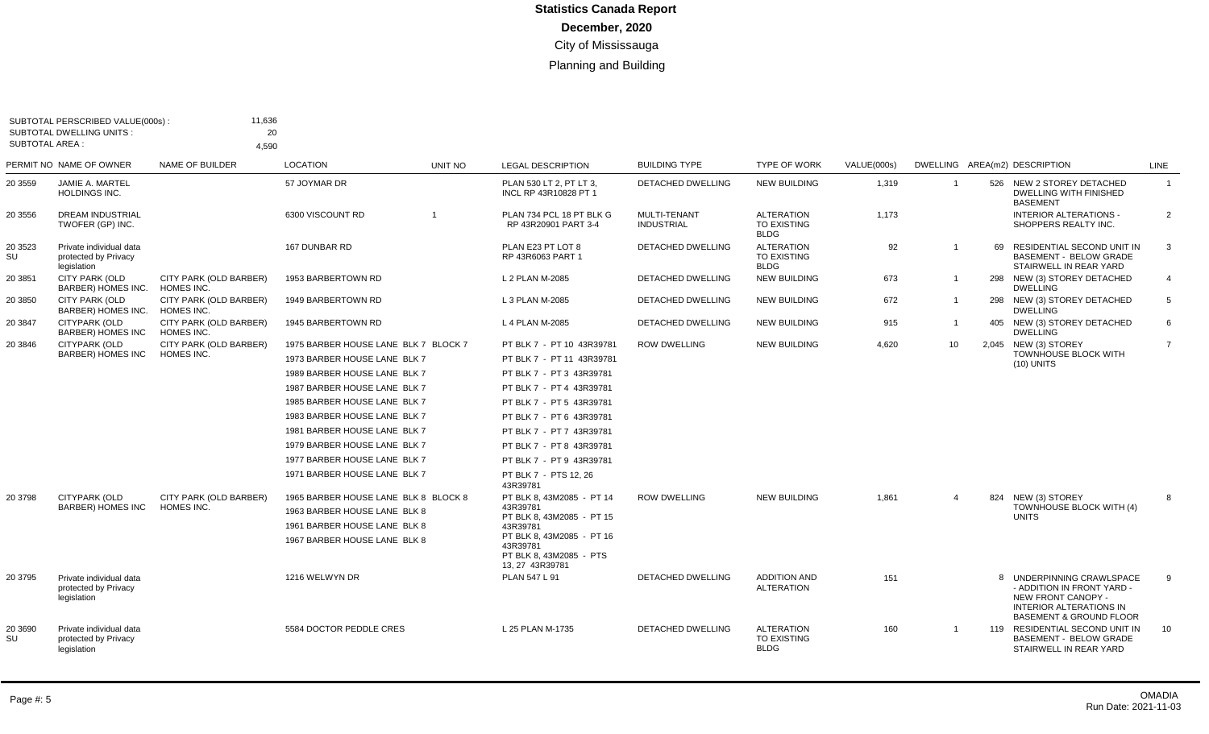# Statistics Canada Report

**December, 2020**

City of Mississauga

Planning and Building

SUBTOTAL PERSCRIBED VALUE(000s) : 11,636
SUBTOTAL DWELLING UNITS : 20
SUBTOTAL AREA : 4,590

| PERMIT NO | NAME OF OWNER | NAME OF BUILDER | LOCATION | UNIT NO | LEGAL DESCRIPTION | BUILDING TYPE | TYPE OF WORK | VALUE(000s) | DWELLING | AREA(m2) | DESCRIPTION | LINE |
|---|---|---|---|---|---|---|---|---|---|---|---|---|
| 20 3559 | JAMIE A. MARTEL HOLDINGS INC. | | 57 JOYMAR DR | | PLAN 530 LT 2, PT LT 3, INCL RP 43R10828 PT 1 | DETACHED DWELLING | NEW BUILDING | 1,319 | 1 | 526 | NEW 2 STOREY DETACHED DWELLING WITH FINISHED BASEMENT | 1 |
| 20 3556 | DREAM INDUSTRIAL TWOFER (GP) INC. | | 6300 VISCOUNT RD | 1 | PLAN 734 PCL 18 PT BLK G RP 43R20901 PART 3-4 | MULTI-TENANT INDUSTRIAL | ALTERATION TO EXISTING BLDG | 1,173 | | | INTERIOR ALTERATIONS - SHOPPERS REALTY INC. | 2 |
| 20 3523 SU | Private individual data protected by Privacy legislation | | 167 DUNBAR RD | | PLAN E23 PT LOT 8 RP 43R6063 PART 1 | DETACHED DWELLING | ALTERATION TO EXISTING BLDG | 92 | 1 | 69 | RESIDENTIAL SECOND UNIT IN BASEMENT - BELOW GRADE STAIRWELL IN REAR YARD | 3 |
| 20 3851 | CITY PARK (OLD BARBER) HOMES INC. | CITY PARK (OLD BARBER) HOMES INC. | 1953 BARBERTOWN RD | | L 2 PLAN M-2085 | DETACHED DWELLING | NEW BUILDING | 673 | 1 | 298 | NEW (3) STOREY DETACHED DWELLING | 4 |
| 20 3850 | CITY PARK (OLD BARBER) HOMES INC. | CITY PARK (OLD BARBER) HOMES INC. | 1949 BARBERTOWN RD | | L 3 PLAN M-2085 | DETACHED DWELLING | NEW BUILDING | 672 | 1 | 298 | NEW (3) STOREY DETACHED DWELLING | 5 |
| 20 3847 | CITYPARK (OLD BARBER) HOMES INC | CITY PARK (OLD BARBER) HOMES INC. | 1945 BARBERTOWN RD | | L 4 PLAN M-2085 | DETACHED DWELLING | NEW BUILDING | 915 | 1 | 405 | NEW (3) STOREY DETACHED DWELLING | 6 |
| 20 3846 | CITYPARK (OLD BARBER) HOMES INC | CITY PARK (OLD BARBER) HOMES INC. | 1975 BARBER HOUSE LANE BLK 7<br>1973 BARBER HOUSE LANE BLK 7<br>1989 BARBER HOUSE LANE BLK 7<br>1987 BARBER HOUSE LANE BLK 7<br>1985 BARBER HOUSE LANE BLK 7<br>1983 BARBER HOUSE LANE BLK 7<br>1981 BARBER HOUSE LANE BLK 7<br>1979 BARBER HOUSE LANE BLK 7<br>1977 BARBER HOUSE LANE BLK 7<br>1971 BARBER HOUSE LANE BLK 7 | BLOCK 7 | PT BLK 7 - PT 10 43R39781<br>PT BLK 7 - PT 11 43R39781<br>PT BLK 7 - PT 3 43R39781<br>PT BLK 7 - PT 4 43R39781<br>PT BLK 7 - PT 5 43R39781<br>PT BLK 7 - PT 6 43R39781<br>PT BLK 7 - PT 7 43R39781<br>PT BLK 7 - PT 8 43R39781<br>PT BLK 7 - PT 9 43R39781<br>PT BLK 7 - PTS 12, 26 43R39781 | ROW DWELLING | NEW BUILDING | 4,620 | 10 | 2,045 | NEW (3) STOREY TOWNHOUSE BLOCK WITH (10) UNITS | 7 |
| 20 3798 | CITYPARK (OLD BARBER) HOMES INC | CITY PARK (OLD BARBER) HOMES INC. | 1965 BARBER HOUSE LANE BLK 8<br>1963 BARBER HOUSE LANE BLK 8<br>1961 BARBER HOUSE LANE BLK 8<br>1967 BARBER HOUSE LANE BLK 8 | BLOCK 8 | PT BLK 8, 43M2085 - PT 14 43R39781<br>PT BLK 8, 43M2085 - PT 15 43R39781<br>PT BLK 8, 43M2085 - PT 16 43R39781<br>PT BLK 8, 43M2085 - PTS 13, 27 43R39781 | ROW DWELLING | NEW BUILDING | 1,861 | 4 | 824 | NEW (3) STOREY TOWNHOUSE BLOCK WITH (4) UNITS | 8 |
| 20 3795 | Private individual data protected by Privacy legislation | | 1216 WELWYN DR | | PLAN 547 L 91 | DETACHED DWELLING | ADDITION AND ALTERATION | 151 | | 8 | UNDERPINNING CRAWLSPACE - ADDITION IN FRONT YARD - NEW FRONT CANOPY - INTERIOR ALTERATIONS IN BASEMENT & GROUND FLOOR | 9 |
| 20 3690 SU | Private individual data protected by Privacy legislation | | 5584 DOCTOR PEDDLE CRES | | L 25 PLAN M-1735 | DETACHED DWELLING | ALTERATION TO EXISTING BLDG | 160 | 1 | 119 | RESIDENTIAL SECOND UNIT IN BASEMENT - BELOW GRADE STAIRWELL IN REAR YARD | 10 |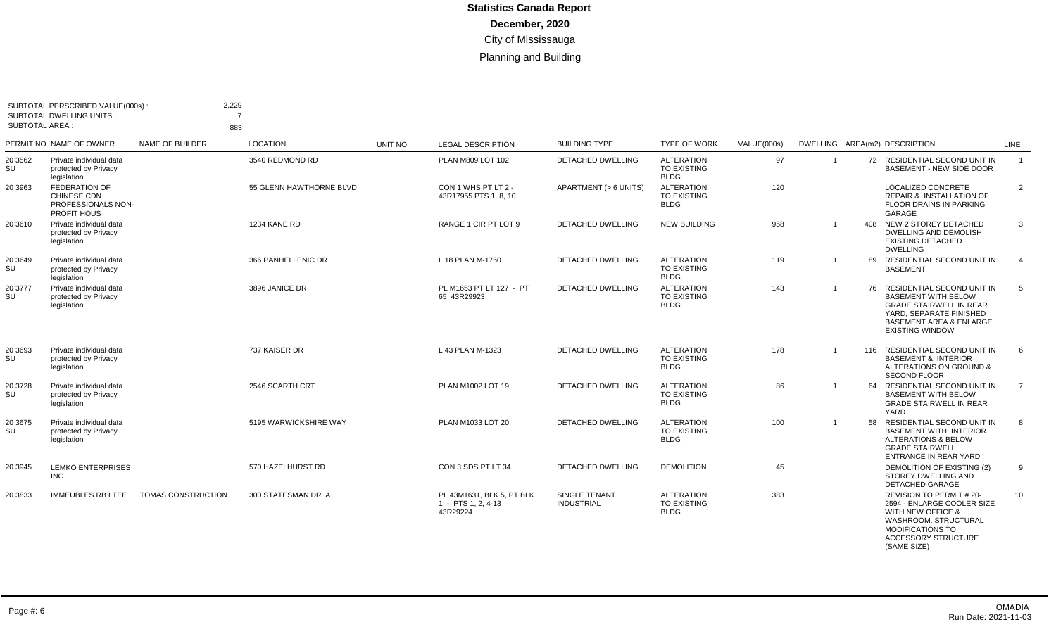# Statistics Canada Report

**December, 2020**

City of Mississauga

Planning and Building

SUBTOTAL PERSCRIBED VALUE(000s) : 2,229
SUBTOTAL DWELLING UNITS : 7
SUBTOTAL AREA : 883

| PERMIT NO | NAME OF OWNER | NAME OF BUILDER | LOCATION | UNIT NO | LEGAL DESCRIPTION | BUILDING TYPE | TYPE OF WORK | VALUE(000s) | DWELLING | AREA(m2) | DESCRIPTION | LINE |
|---|---|---|---|---|---|---|---|---|---|---|---|---|
| 20 3562 SU | Private individual data protected by Privacy legislation | | 3540 REDMOND RD | | PLAN M809 LOT 102 | DETACHED DWELLING | ALTERATION TO EXISTING BLDG | 97 | 1 | 72 | RESIDENTIAL SECOND UNIT IN BASEMENT - NEW SIDE DOOR | 1 |
| 20 3963 | FEDERATION OF CHINESE CDN PROFESSIONALS NON-PROFIT HOUS | | 55 GLENN HAWTHORNE BLVD | | CON 1 WHS PT LT 2 - 43R17955 PTS 1, 8, 10 | APARTMENT (> 6 UNITS) | ALTERATION TO EXISTING BLDG | 120 | | | LOCALIZED CONCRETE REPAIR & INSTALLATION OF FLOOR DRAINS IN PARKING GARAGE | 2 |
| 20 3610 | Private individual data protected by Privacy legislation | | 1234 KANE RD | | RANGE 1 CIR PT LOT 9 | DETACHED DWELLING | NEW BUILDING | 958 | 1 | 408 | NEW 2 STOREY DETACHED DWELLING AND DEMOLISH EXISTING DETACHED DWELLING | 3 |
| 20 3649 SU | Private individual data protected by Privacy legislation | | 366 PANHELLENIC DR | | L 18 PLAN M-1760 | DETACHED DWELLING | ALTERATION TO EXISTING BLDG | 119 | 1 | 89 | RESIDENTIAL SECOND UNIT IN BASEMENT | 4 |
| 20 3777 SU | Private individual data protected by Privacy legislation | | 3896 JANICE DR | | PL M1653 PT LT 127 - PT 65 43R29923 | DETACHED DWELLING | ALTERATION TO EXISTING BLDG | 143 | 1 | 76 | RESIDENTIAL SECOND UNIT IN BASEMENT WITH BELOW GRADE STAIRWELL IN REAR YARD, SEPARATE FINISHED BASEMENT AREA & ENLARGE EXISTING WINDOW | 5 |
| 20 3693 SU | Private individual data protected by Privacy legislation | | 737 KAISER DR | | L 43 PLAN M-1323 | DETACHED DWELLING | ALTERATION TO EXISTING BLDG | 178 | 1 | 116 | RESIDENTIAL SECOND UNIT IN BASEMENT &, INTERIOR ALTERATIONS ON GROUND & SECOND FLOOR | 6 |
| 20 3728 SU | Private individual data protected by Privacy legislation | | 2546 SCARTH CRT | | PLAN M1002 LOT 19 | DETACHED DWELLING | ALTERATION TO EXISTING BLDG | 86 | 1 | 64 | RESIDENTIAL SECOND UNIT IN BASEMENT WITH BELOW GRADE STAIRWELL IN REAR YARD | 7 |
| 20 3675 SU | Private individual data protected by Privacy legislation | | 5195 WARWICKSHIRE WAY | | PLAN M1033 LOT 20 | DETACHED DWELLING | ALTERATION TO EXISTING BLDG | 100 | 1 | 58 | RESIDENTIAL SECOND UNIT IN BASEMENT WITH INTERIOR ALTERATIONS & BELOW GRADE STAIRWELL ENTRANCE IN REAR YARD | 8 |
| 20 3945 | LEMKO ENTERPRISES INC | | 570 HAZELHURST RD | | CON 3 SDS PT LT 34 | DETACHED DWELLING | DEMOLITION | 45 | | | DEMOLITION OF EXISTING (2) STOREY DWELLING AND DETACHED GARAGE | 9 |
| 20 3833 | IMMEUBLES RB LTEE | TOMAS CONSTRUCTION | 300 STATESMAN DR A | | PL 43M1631, BLK 5, PT BLK 1 - PTS 1, 2, 4-13 43R29224 | SINGLE TENANT INDUSTRIAL | ALTERATION TO EXISTING BLDG | 383 | | | REVISION TO PERMIT # 20-2594 - ENLARGE COOLER SIZE WITH NEW OFFICE & WASHROOM, STRUCTURAL MODIFICATIONS TO ACCESSORY STRUCTURE (SAME SIZE) | 10 |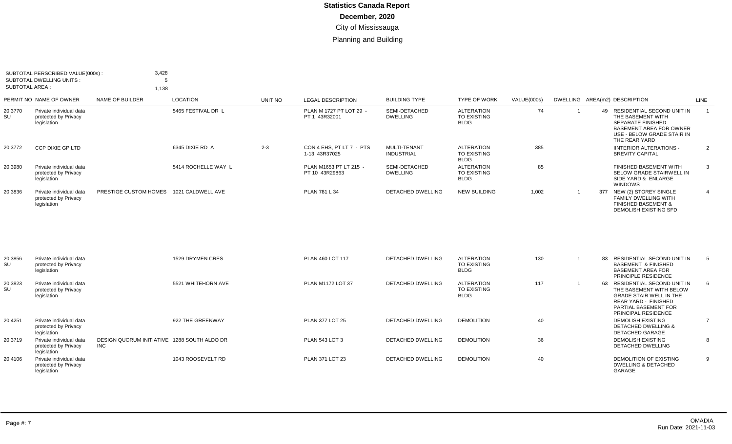# Statistics Canada Report

**December, 2020**

City of Mississauga

Planning and Building

SUBTOTAL PERSCRIBED VALUE(000s) : 3,428
SUBTOTAL DWELLING UNITS : 5
SUBTOTAL AREA : 1,138

| PERMIT NO | NAME OF OWNER | NAME OF BUILDER | LOCATION | UNIT NO | LEGAL DESCRIPTION | BUILDING TYPE | TYPE OF WORK | VALUE(000s) | DWELLING | AREA(m2) | DESCRIPTION | LINE |
|---|---|---|---|---|---|---|---|---|---|---|---|---|
| 20 3770 SU | Private individual data protected by Privacy legislation | | 5465 FESTIVAL DR L | | PLAN M 1727 PT LOT 29 - PT 1 43R32001 | SEMI-DETACHED DWELLING | ALTERATION TO EXISTING BLDG | 74 | 1 | 49 | RESIDENTIAL SECOND UNIT IN THE BASEMENT WITH SEPARATE FINISHED BASEMENT AREA FOR OWNER USE - BELOW GRADE STAIR IN THE REAR YARD | 1 |
| 20 3772 | CCP DIXIE GP LTD | | 6345 DIXIE RD A | 2-3 | CON 4 EHS, PT LT 7 - PTS 1-13 43R37025 | MULTI-TENANT INDUSTRIAL | ALTERATION TO EXISTING BLDG | 385 | | | IINTERIOR ALTERATIONS - BREVITY CAPITAL | 2 |
| 20 3980 | Private individual data protected by Privacy legislation | | 5414 ROCHELLE WAY L | | PLAN M1653 PT LT 215 - PT 10 43R29863 | SEMI-DETACHED DWELLING | ALTERATION TO EXISTING BLDG | 85 | | | FINISHED BASEMENT WITH BELOW GRADE STAIRWELL IN SIDE YARD & ENLARGE WINDOWS | 3 |
| 20 3836 | Private individual data protected by Privacy legislation | PRESTIGE CUSTOM HOMES | 1021 CALDWELL AVE | | PLAN 781 L 34 | DETACHED DWELLING | NEW BUILDING | 1,002 | 1 | 377 | NEW (2) STOREY SINGLE FAMILY DWELLING WITH FINISHED BASEMENT & DEMOLISH EXISTING SFD | 4 |
| 20 3856 SU | Private individual data protected by Privacy legislation | | 1529 DRYMEN CRES | | PLAN 460 LOT 117 | DETACHED DWELLING | ALTERATION TO EXISTING BLDG | 130 | 1 | 83 | RESIDENTIAL SECOND UNIT IN BASEMENT & FINISHED BASEMENT AREA FOR PRINCIPLE RESIDENCE | 5 |
| 20 3823 SU | Private individual data protected by Privacy legislation | | 5521 WHITEHORN AVE | | PLAN M1172 LOT 37 | DETACHED DWELLING | ALTERATION TO EXISTING BLDG | 117 | 1 | 63 | RESIDENTIAL SECOND UNIT IN THE BASEMENT WITH BELOW GRADE STAIR WELL IN THE REAR YARD - FINISHED PARTIAL BASEMENT FOR PRINCIPAL RESIDENCE | 6 |
| 20 4251 | Private individual data protected by Privacy legislation | | 922 THE GREENWAY | | PLAN 377 LOT 25 | DETACHED DWELLING | DEMOLITION | 40 | | | DEMOLISH EXISTING DETACHED DWELLING & DETACHED GARAGE | 7 |
| 20 3719 | Private individual data protected by Privacy legislation | DESIGN QUORUM INITIATIVE INC | 1288 SOUTH ALDO DR | | PLAN 543 LOT 3 | DETACHED DWELLING | DEMOLITION | 36 | | | DEMOLISH EXISTING DETACHED DWELLING | 8 |
| 20 4106 | Private individual data protected by Privacy legislation | | 1043 ROOSEVELT RD | | PLAN 371 LOT 23 | DETACHED DWELLING | DEMOLITION | 40 | | | DEMOLITION OF EXISTING DWELLING & DETACHED GARAGE | 9 |

OMADIA
Run Date: 2021-11-03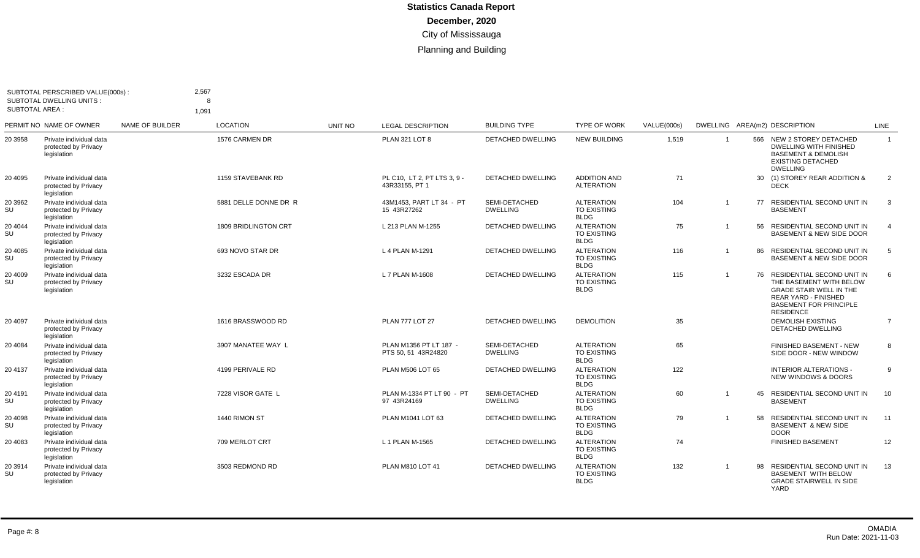**Statistics Canada Report**

**December, 2020**

City of Mississauga

Planning and Building

SUBTOTAL PERSCRIBED VALUE(000s) : 2,567
SUBTOTAL DWELLING UNITS : 8
SUBTOTAL AREA : 1,091

| PERMIT NO | NAME OF OWNER | NAME OF BUILDER | LOCATION | UNIT NO | LEGAL DESCRIPTION | BUILDING TYPE | TYPE OF WORK | VALUE(000s) | DWELLING | AREA(m2) | DESCRIPTION | LINE |
|---|---|---|---|---|---|---|---|---|---|---|---|---|
| 20 3958 | Private individual data protected by Privacy legislation | | 1576 CARMEN DR | | PLAN 321 LOT 8 | DETACHED DWELLING | NEW BUILDING | 1,519 | 1 | 566 | NEW 2 STOREY DETACHED DWELLING WITH FINISHED BASEMENT & DEMOLISH EXISTING DETACHED DWELLING | 1 |
| 20 4095 | Private individual data protected by Privacy legislation | | 1159 STAVEBANK RD | | PL C10, LT 2, PT LTS 3, 9 - 43R33155, PT 1 | DETACHED DWELLING | ADDITION AND ALTERATION | 71 | | 30 | (1) STOREY REAR ADDITION & DECK | 2 |
| 20 3962 SU | Private individual data protected by Privacy legislation | | 5881 DELLE DONNE DR R | | 43M1453, PART LT 34 - PT 15 43R27262 | SEMI-DETACHED DWELLING | ALTERATION TO EXISTING BLDG | 104 | 1 | 77 | RESIDENTIAL SECOND UNIT IN BASEMENT | 3 |
| 20 4044 SU | Private individual data protected by Privacy legislation | | 1809 BRIDLINGTON CRT | | L 213 PLAN M-1255 | DETACHED DWELLING | ALTERATION TO EXISTING BLDG | 75 | 1 | 56 | RESIDENTIAL SECOND UNIT IN BASEMENT & NEW SIDE DOOR | 4 |
| 20 4085 SU | Private individual data protected by Privacy legislation | | 693 NOVO STAR DR | | L 4 PLAN M-1291 | DETACHED DWELLING | ALTERATION TO EXISTING BLDG | 116 | 1 | 86 | RESIDENTIAL SECOND UNIT IN BASEMENT & NEW SIDE DOOR | 5 |
| 20 4009 SU | Private individual data protected by Privacy legislation | | 3232 ESCADA DR | | L 7 PLAN M-1608 | DETACHED DWELLING | ALTERATION TO EXISTING BLDG | 115 | 1 | 76 | RESIDENTIAL SECOND UNIT IN THE BASEMENT WITH BELOW GRADE STAIR WELL IN THE REAR YARD - FINISHED BASEMENT FOR PRINCIPLE RESIDENCE | 6 |
| 20 4097 | Private individual data protected by Privacy legislation | | 1616 BRASSWOOD RD | | PLAN 777 LOT 27 | DETACHED DWELLING | DEMOLITION | 35 | | | DEMOLISH EXISTING DETACHED DWELLING | 7 |
| 20 4084 | Private individual data protected by Privacy legislation | | 3907 MANATEE WAY L | | PLAN M1356 PT LT 187 - PTS 50, 51 43R24820 | SEMI-DETACHED DWELLING | ALTERATION TO EXISTING BLDG | 65 | | | FINISHED BASEMENT - NEW SIDE DOOR - NEW WINDOW | 8 |
| 20 4137 | Private individual data protected by Privacy legislation | | 4199 PERIVALE RD | | PLAN M506 LOT 65 | DETACHED DWELLING | ALTERATION TO EXISTING BLDG | 122 | | | INTERIOR ALTERATIONS - NEW WINDOWS & DOORS | 9 |
| 20 4191 SU | Private individual data protected by Privacy legislation | | 7228 VISOR GATE L | | PLAN M-1334 PT LT 90 - PT 97 43R24169 | SEMI-DETACHED DWELLING | ALTERATION TO EXISTING BLDG | 60 | 1 | 45 | RESIDENTIAL SECOND UNIT IN BASEMENT | 10 |
| 20 4098 SU | Private individual data protected by Privacy legislation | | 1440 RIMON ST | | PLAN M1041 LOT 63 | DETACHED DWELLING | ALTERATION TO EXISTING BLDG | 79 | 1 | 58 | RESIDENTIAL SECOND UNIT IN BASEMENT & NEW SIDE DOOR | 11 |
| 20 4083 | Private individual data protected by Privacy legislation | | 709 MERLOT CRT | | L 1 PLAN M-1565 | DETACHED DWELLING | ALTERATION TO EXISTING BLDG | 74 | | | FINISHED BASEMENT | 12 |
| 20 3914 SU | Private individual data protected by Privacy legislation | | 3503 REDMOND RD | | PLAN M810 LOT 41 | DETACHED DWELLING | ALTERATION TO EXISTING BLDG | 132 | 1 | 98 | RESIDENTIAL SECOND UNIT IN BASEMENT WITH BELOW GRADE STAIRWELL IN SIDE YARD | 13 |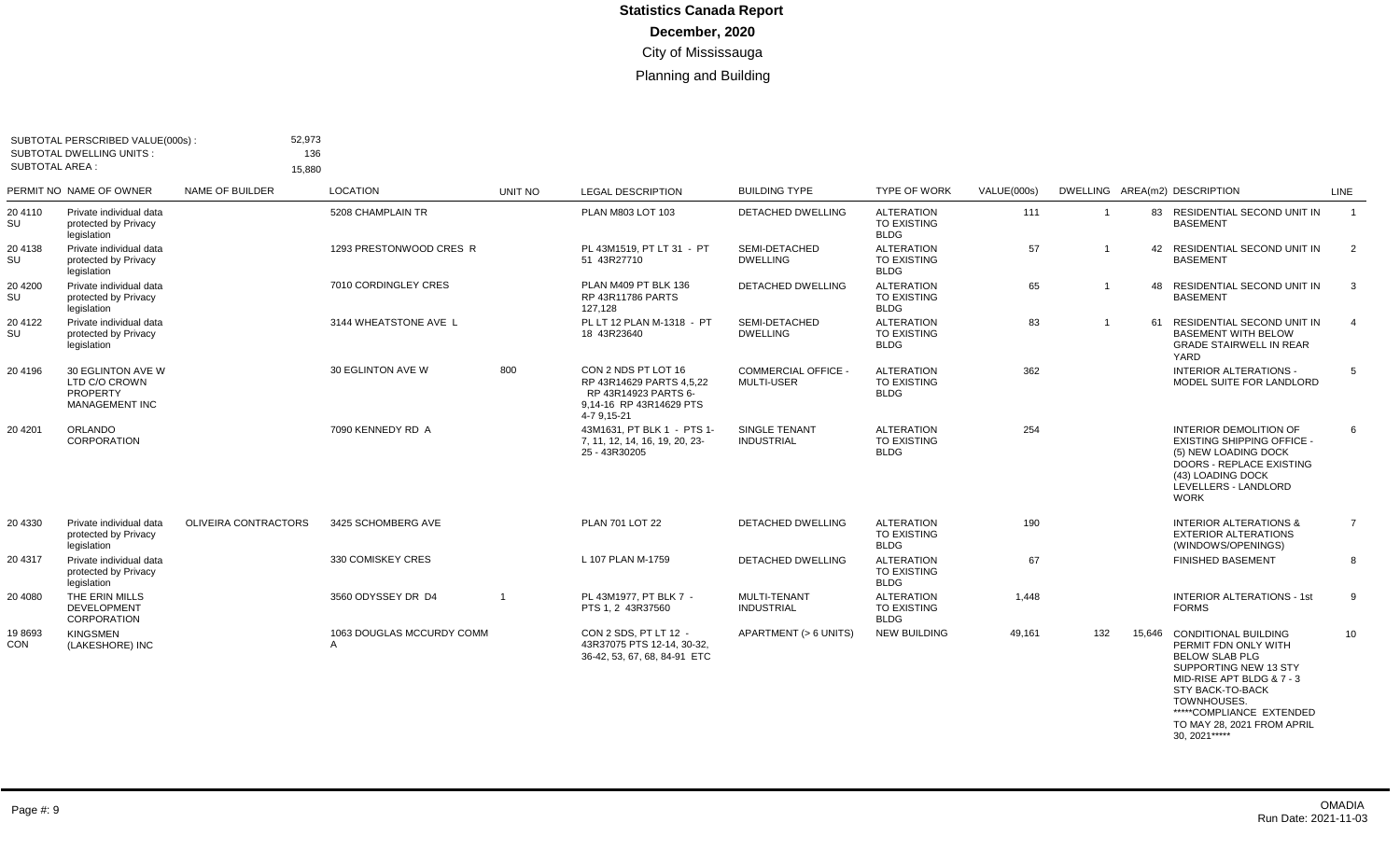# Statistics Canada Report

**December, 2020**

City of Mississauga

Planning and Building

SUBTOTAL PERSCRIBED VALUE(000s) : 52,973
SUBTOTAL DWELLING UNITS : 136
SUBTOTAL AREA : 15,880

| PERMIT NO | NAME OF OWNER | NAME OF BUILDER | LOCATION | UNIT NO | LEGAL DESCRIPTION | BUILDING TYPE | TYPE OF WORK | VALUE(000s) | DWELLING | AREA(m2) | DESCRIPTION | LINE |
|---|---|---|---|---|---|---|---|---|---|---|---|---|
| 20 4110 SU | Private individual data protected by Privacy legislation | | 5208 CHAMPLAIN TR | | PLAN M803 LOT 103 | DETACHED DWELLING | ALTERATION TO EXISTING BLDG | 111 | 1 | 83 | RESIDENTIAL SECOND UNIT IN BASEMENT | 1 |
| 20 4138 SU | Private individual data protected by Privacy legislation | | 1293 PRESTONWOOD CRES R | | PL 43M1519, PT LT 31 - PT 51 43R27710 | SEMI-DETACHED DWELLING | ALTERATION TO EXISTING BLDG | 57 | 1 | 42 | RESIDENTIAL SECOND UNIT IN BASEMENT | 2 |
| 20 4200 SU | Private individual data protected by Privacy legislation | | 7010 CORDINGLEY CRES | | PLAN M409 PT BLK 136 RP 43R11786 PARTS 127,128 | DETACHED DWELLING | ALTERATION TO EXISTING BLDG | 65 | 1 | 48 | RESIDENTIAL SECOND UNIT IN BASEMENT | 3 |
| 20 4122 SU | Private individual data protected by Privacy legislation | | 3144 WHEATSTONE AVE L | | PL LT 12 PLAN M-1318 - PT 18 43R23640 | SEMI-DETACHED DWELLING | ALTERATION TO EXISTING BLDG | 83 | 1 | 61 | RESIDENTIAL SECOND UNIT IN BASEMENT WITH BELOW GRADE STAIRWELL IN REAR YARD | 4 |
| 20 4196 | 30 EGLINTON AVE W LTD C/O CROWN PROPERTY MANAGEMENT INC | | 30 EGLINTON AVE W | 800 | CON 2 NDS PT LOT 16 RP 43R14629 PARTS 4,5,22 RP 43R14923 PARTS 6-9,14-16 RP 43R14629 PTS 4-7 9,15-21 | COMMERCIAL OFFICE - MULTI-USER | ALTERATION TO EXISTING BLDG | 362 | | | INTERIOR ALTERATIONS - MODEL SUITE FOR LANDLORD | 5 |
| 20 4201 | ORLANDO CORPORATION | | 7090 KENNEDY RD A | | 43M1631, PT BLK 1 - PTS 1-7, 11, 12, 14, 16, 19, 20, 23-25 - 43R30205 | SINGLE TENANT INDUSTRIAL | ALTERATION TO EXISTING BLDG | 254 | | | INTERIOR DEMOLITION OF EXISTING SHIPPING OFFICE - (5) NEW LOADING DOCK DOORS - REPLACE EXISTING (43) LOADING DOCK LEVELLERS - LANDLORD WORK | 6 |
| 20 4330 | Private individual data protected by Privacy legislation | OLIVEIRA CONTRACTORS | 3425 SCHOMBERG AVE | | PLAN 701 LOT 22 | DETACHED DWELLING | ALTERATION TO EXISTING BLDG | 190 | | | INTERIOR ALTERATIONS & EXTERIOR ALTERATIONS (WINDOWS/OPENINGS) | 7 |
| 20 4317 | Private individual data protected by Privacy legislation | | 330 COMISKEY CRES | | L 107 PLAN M-1759 | DETACHED DWELLING | ALTERATION TO EXISTING BLDG | 67 | | | FINISHED BASEMENT | 8 |
| 20 4080 | THE ERIN MILLS DEVELOPMENT CORPORATION | | 3560 ODYSSEY DR D4 | 1 | PL 43M1977, PT BLK 7 - PTS 1, 2 43R37560 | MULTI-TENANT INDUSTRIAL | ALTERATION TO EXISTING BLDG | 1,448 | | | INTERIOR ALTERATIONS - 1st FORMS | 9 |
| 19 8693 CON | KINGSMEN (LAKESHORE) INC | | 1063 DOUGLAS MCCURDY COMM A | | CON 2 SDS, PT LT 12 - 43R37075 PTS 12-14, 30-32, 36-42, 53, 67, 68, 84-91 ETC | APARTMENT (> 6 UNITS) | NEW BUILDING | 49,161 | 132 | 15,646 | CONDITIONAL BUILDING PERMIT FDN ONLY WITH BELOW SLAB PLG SUPPORTING NEW 13 STY MID-RISE APT BLDG & 7 - 3 STY BACK-TO-BACK TOWNHOUSES. *****COMPLIANCE EXTENDED TO MAY 28, 2021 FROM APRIL 30, 2021***** | 10 |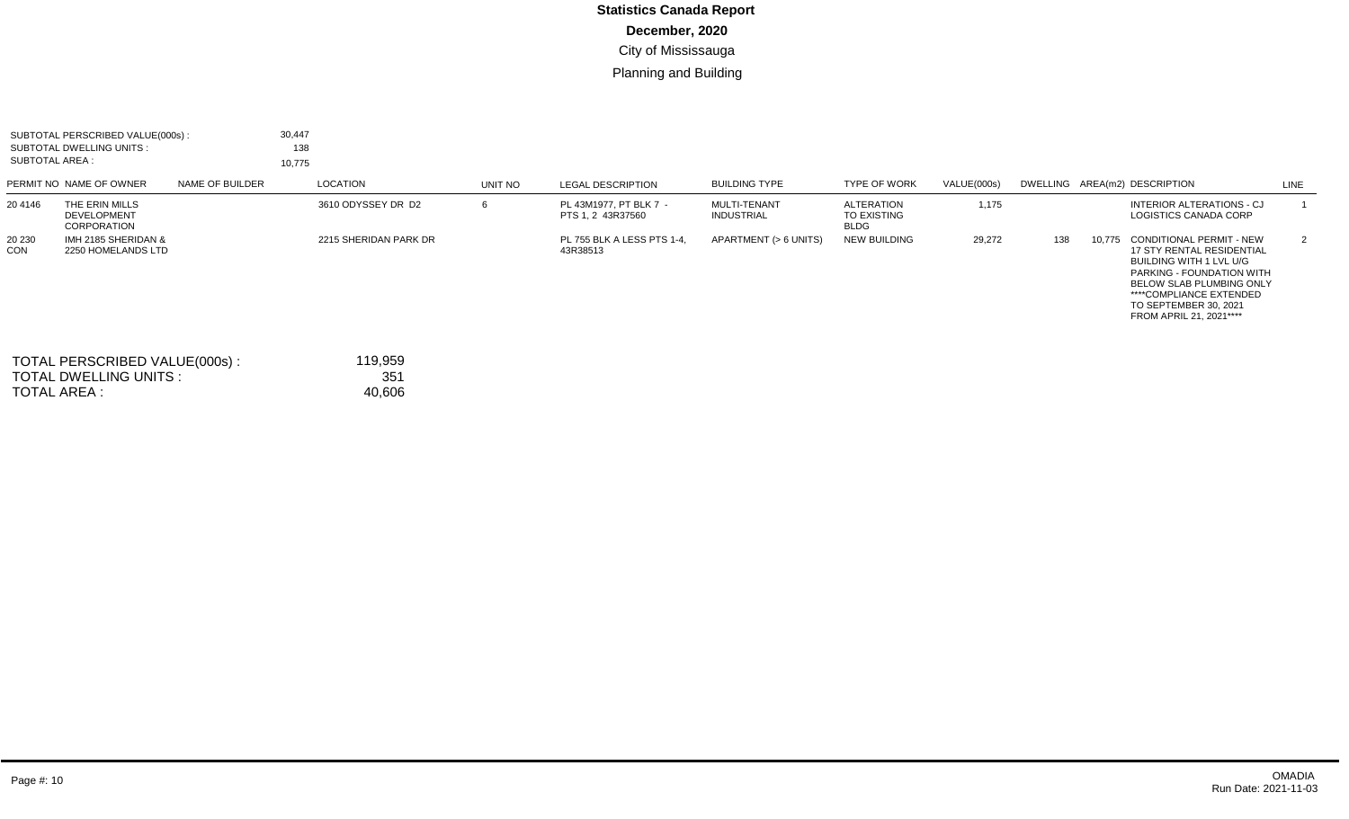# Statistics Canada Report

**December, 2020**

City of Mississauga

Planning and Building

SUBTOTAL PERSCRIBED VALUE(000s) : 30,447
SUBTOTAL DWELLING UNITS : 138
SUBTOTAL AREA : 10,775

| PERMIT NO | NAME OF OWNER | NAME OF BUILDER | LOCATION | UNIT NO | LEGAL DESCRIPTION | BUILDING TYPE | TYPE OF WORK | VALUE(000s) | DWELLING | AREA(m2) | DESCRIPTION | LINE |
|---|---|---|---|---|---|---|---|---|---|---|---|---|
| 20 4146 | THE ERIN MILLS DEVELOPMENT CORPORATION | | 3610 ODYSSEY DR D2 | 6 | PL 43M1977, PT BLK 7 - PTS 1, 2 43R37560 | MULTI-TENANT INDUSTRIAL | ALTERATION TO EXISTING BLDG | 1,175 | | | INTERIOR ALTERATIONS - CJ LOGISTICS CANADA CORP | 1 |
| 20 230 CON | IMH 2185 SHERIDAN & 2250 HOMELANDS LTD | | 2215 SHERIDAN PARK DR | | PL 755 BLK A LESS PTS 1-4, 43R38513 | APARTMENT (> 6 UNITS) | NEW BUILDING | 29,272 | 138 | 10,775 | CONDITIONAL PERMIT - NEW 17 STY RENTAL RESIDENTIAL BUILDING WITH 1 LVL U/G PARKING - FOUNDATION WITH BELOW SLAB PLUMBING ONLY ****COMPLIANCE EXTENDED TO SEPTEMBER 30, 2021 FROM APRIL 21, 2021**** | 2 |

TOTAL PERSCRIBED VALUE(000s) : 119,959
TOTAL DWELLING UNITS : 351
TOTAL AREA : 40,606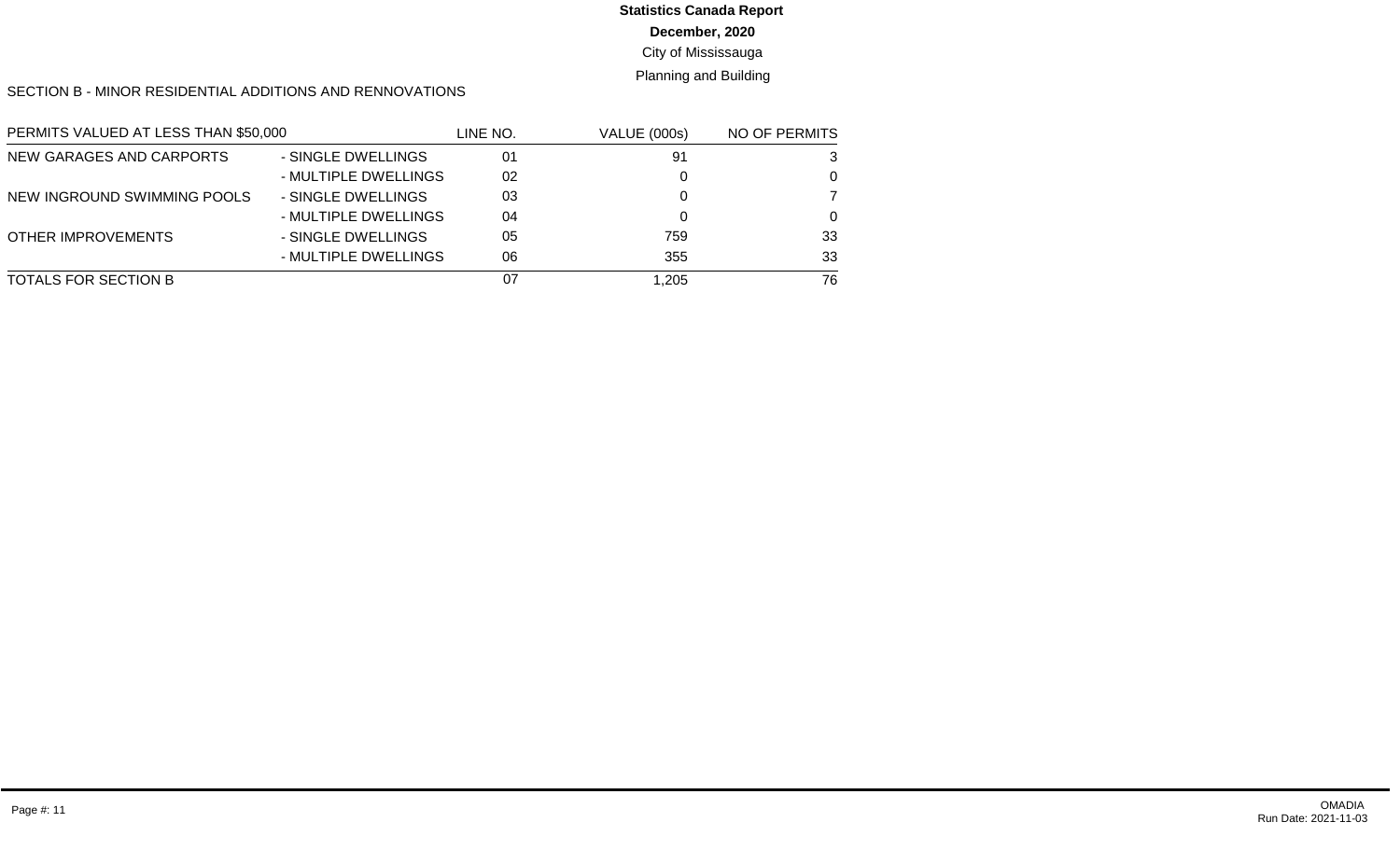**Statistics Canada Report**

**December, 2020**

City of Mississauga

Planning and Building

SECTION B - MINOR RESIDENTIAL ADDITIONS AND RENNOVATIONS

| PERMITS VALUED AT LESS THAN $50,000 | | LINE NO. | VALUE (000s) | NO OF PERMITS |
|---|---|---|---|---|
| NEW GARAGES AND CARPORTS | - SINGLE DWELLINGS | 01 | 91 | 3 |
| | - MULTIPLE DWELLINGS | 02 | 0 | 0 |
| NEW INGROUND SWIMMING POOLS | - SINGLE DWELLINGS | 03 | 0 | 7 |
| | - MULTIPLE DWELLINGS | 04 | 0 | 0 |
| OTHER IMPROVEMENTS | - SINGLE DWELLINGS | 05 | 759 | 33 |
| | - MULTIPLE DWELLINGS | 06 | 355 | 33 |
| TOTALS FOR SECTION B | | 07 | 1,205 | 76 |

OMADIA
Run Date: 2021-11-03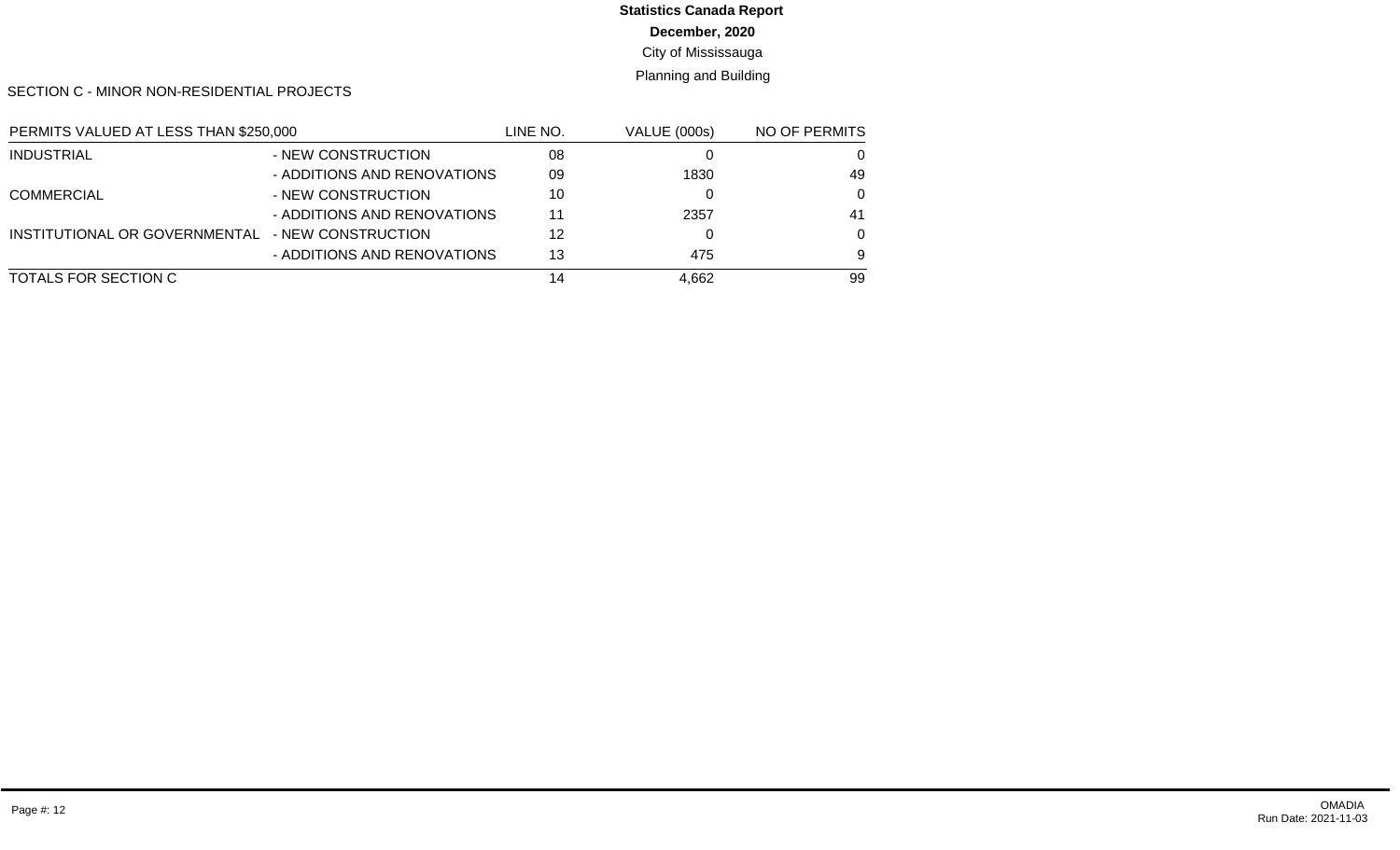# Statistics Canada Report

**December, 2020**

City of Mississauga

Planning and Building

SECTION C - MINOR NON-RESIDENTIAL PROJECTS

| PERMITS VALUED AT LESS THAN $250,000 | | LINE NO. | VALUE (000s) | NO OF PERMITS |
|---|---|---|---|---|
| INDUSTRIAL | - NEW CONSTRUCTION | 08 | 0 | 0 |
| | - ADDITIONS AND RENOVATIONS | 09 | 1830 | 49 |
| COMMERCIAL | - NEW CONSTRUCTION | 10 | 0 | 0 |
| | - ADDITIONS AND RENOVATIONS | 11 | 2357 | 41 |
| INSTITUTIONAL OR GOVERNMENTAL | - NEW CONSTRUCTION | 12 | 0 | 0 |
| | - ADDITIONS AND RENOVATIONS | 13 | 475 | 9 |
| TOTALS FOR SECTION C | | 14 | 4,662 | 99 |

OMADIA
Run Date: 2021-11-03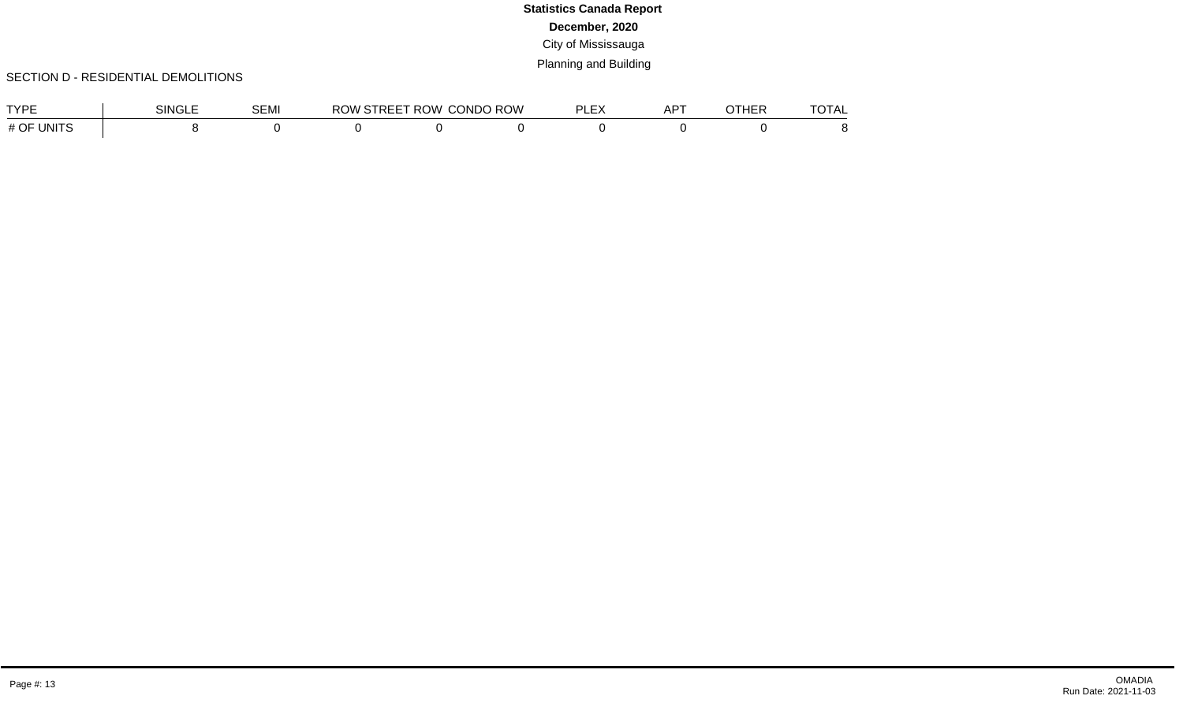**Statistics Canada Report**

**December, 2020**

City of Mississauga

Planning and Building

SECTION D - RESIDENTIAL DEMOLITIONS

| TYPE | SINGLE | SEMI | ROW STREET | ROW CONDO | ROW PLEX | APT | OTHER | TOTAL |
|---|---|---|---|---|---|---|---|---|
| # OF UNITS | 8 | 0 | 0 | 0 | 0 | 0 | 0 | 8 |

OMADIA
Run Date: 2021-11-03